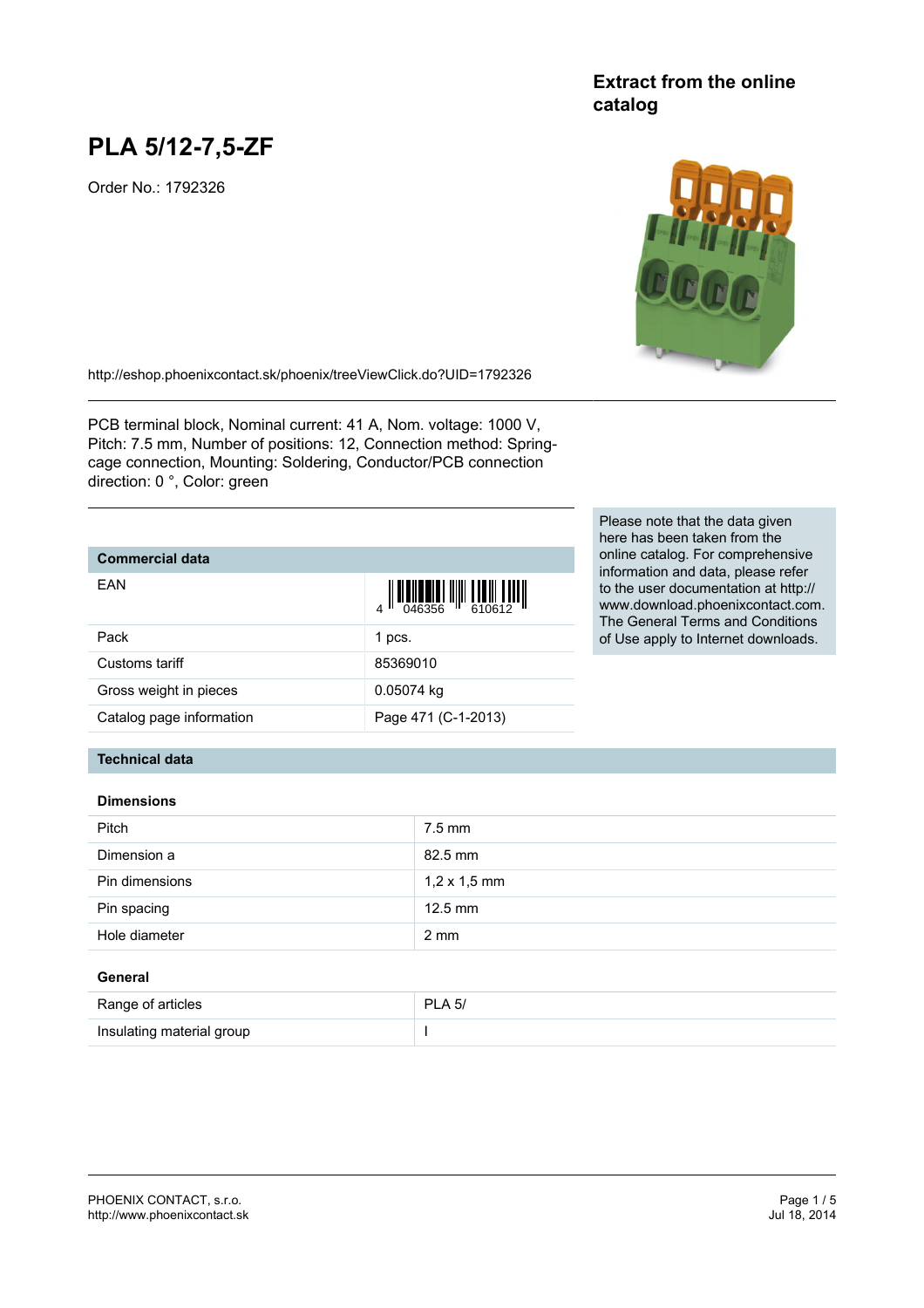Extract from the online catalog

# PLA 5/12-7,5-ZF

Order No.: 1792326

http://eshop.phoenixcontact.sk/phoenix/treeViewClick.do?UID=1792326

PCB terminal block, Nominal current: 41 A, Nom. voltage: 1000 V, Pitch: 7.5 mm, Number of positions: 12, Connection method: Spring-cage connection, Mounting: Soldering, Conductor/PCB connection direction: 0 °, Color: green

Please note that the data given here has been taken from the online catalog. For comprehensive information and data, please refer to the user documentation at http://www.download.phoenixcontact.com. The General Terms and Conditions of Use apply to Internet downloads.

## Commercial data

| Commercial data | |
|---|---|
| EAN | 4 046356 610612 |
| Pack | 1 pcs. |
| Customs tariff | 85369010 |
| Gross weight in pieces | 0.05074 kg |
| Catalog page information | Page 471 (C-1-2013) |

## Technical data

### Dimensions

| Dimensions | |
|---|---|
| Pitch | 7.5 mm |
| Dimension a | 82.5 mm |
| Pin dimensions | 1,2 x 1,5 mm |
| Pin spacing | 12.5 mm |
| Hole diameter | 2 mm |

### General

| General | |
|---|---|
| Range of articles | PLA 5/ |
| Insulating material group | I |

PHOENIX CONTACT, s.r.o.
http://www.phoenixcontact.sk

Jul 18, 2014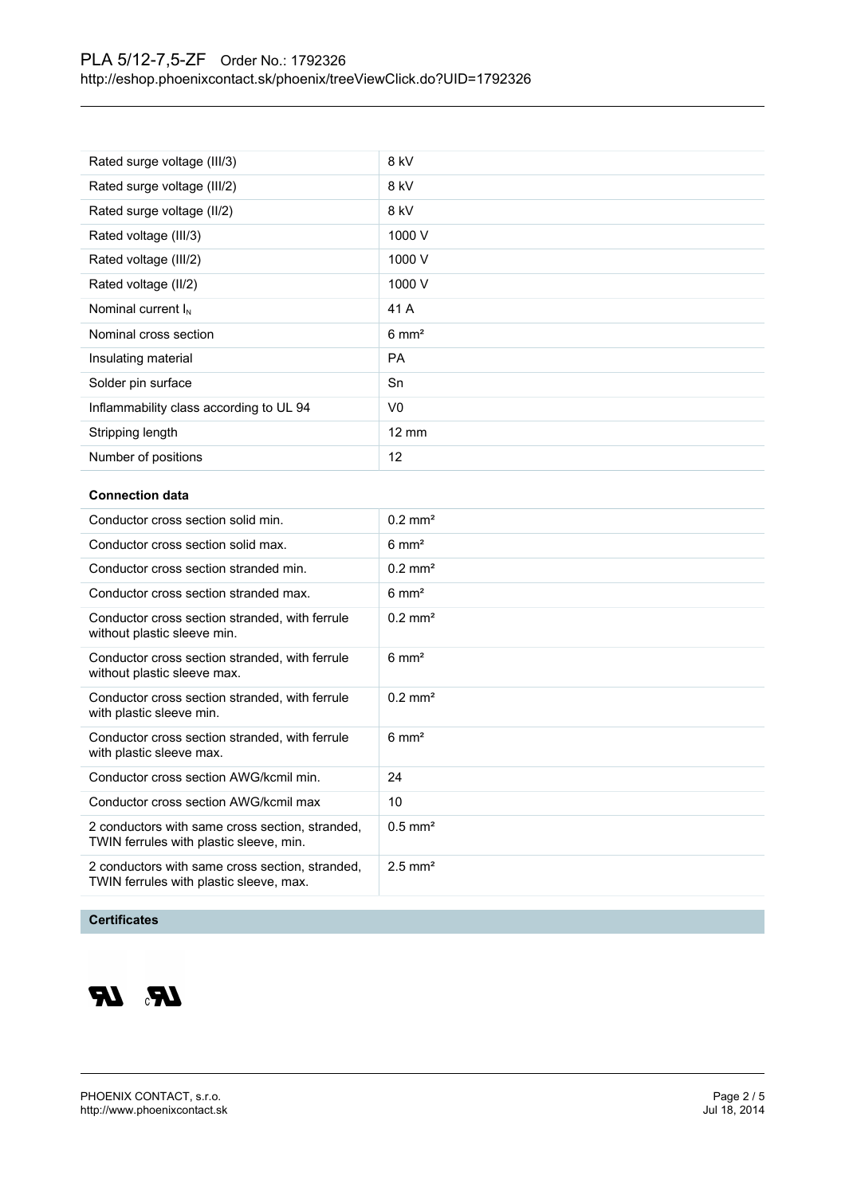| | |
|---|---|
| Rated surge voltage (III/3) | 8 kV |
| Rated surge voltage (III/2) | 8 kV |
| Rated surge voltage (II/2) | 8 kV |
| Rated voltage (III/3) | 1000 V |
| Rated voltage (III/2) | 1000 V |
| Rated voltage (II/2) | 1000 V |
| Nominal current $I_N$ | 41 A |
| Nominal cross section | 6 mm² |
| Insulating material | PA |
| Solder pin surface | Sn |
| Inflammability class according to UL 94 | V0 |
| Stripping length | 12 mm |
| Number of positions | 12 |

**Connection data**

| | |
|---|---|
| Conductor cross section solid min. | 0.2 mm² |
| Conductor cross section solid max. | 6 mm² |
| Conductor cross section stranded min. | 0.2 mm² |
| Conductor cross section stranded max. | 6 mm² |
| Conductor cross section stranded, with ferrule without plastic sleeve min. | 0.2 mm² |
| Conductor cross section stranded, with ferrule without plastic sleeve max. | 6 mm² |
| Conductor cross section stranded, with ferrule with plastic sleeve min. | 0.2 mm² |
| Conductor cross section stranded, with ferrule with plastic sleeve max. | 6 mm² |
| Conductor cross section AWG/kcmil min. | 24 |
| Conductor cross section AWG/kcmil max | 10 |
| 2 conductors with same cross section, stranded, TWIN ferrules with plastic sleeve, min. | 0.5 mm² |
| 2 conductors with same cross section, stranded, TWIN ferrules with plastic sleeve, max. | 2.5 mm² |

**Certificates**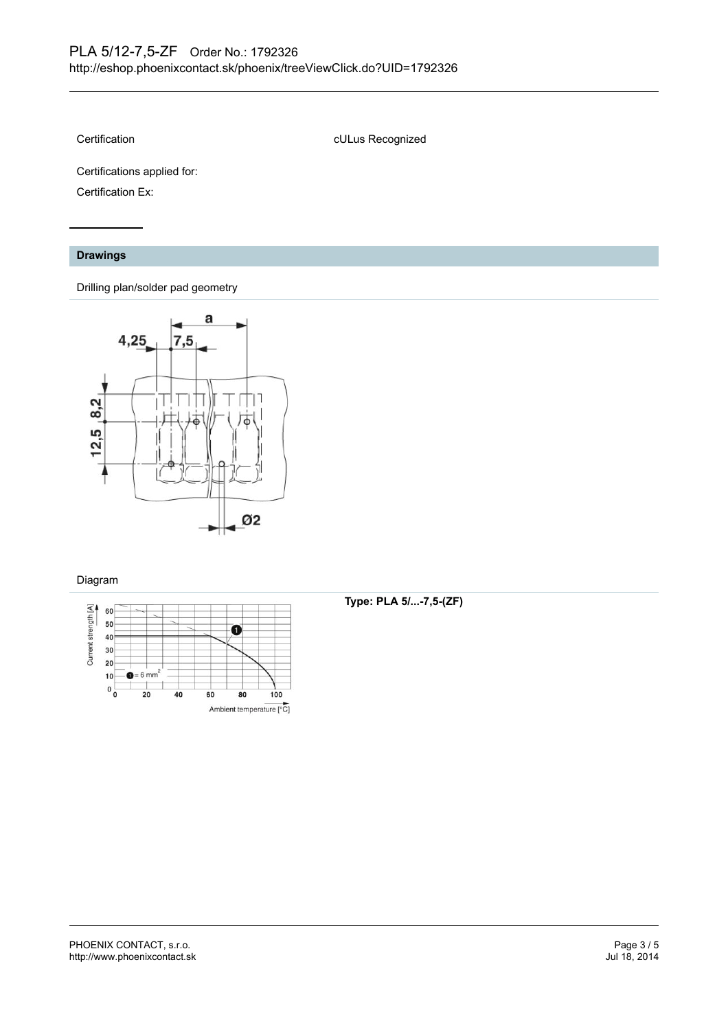| | |
|---|---|
| Certification | cULus Recognized |
| Certifications applied for: | |
| Certification Ex: | |

## Drawings

Drilling plan/solder pad geometry

Diagram

**Type: PLA 5/...-7,5-(ZF)**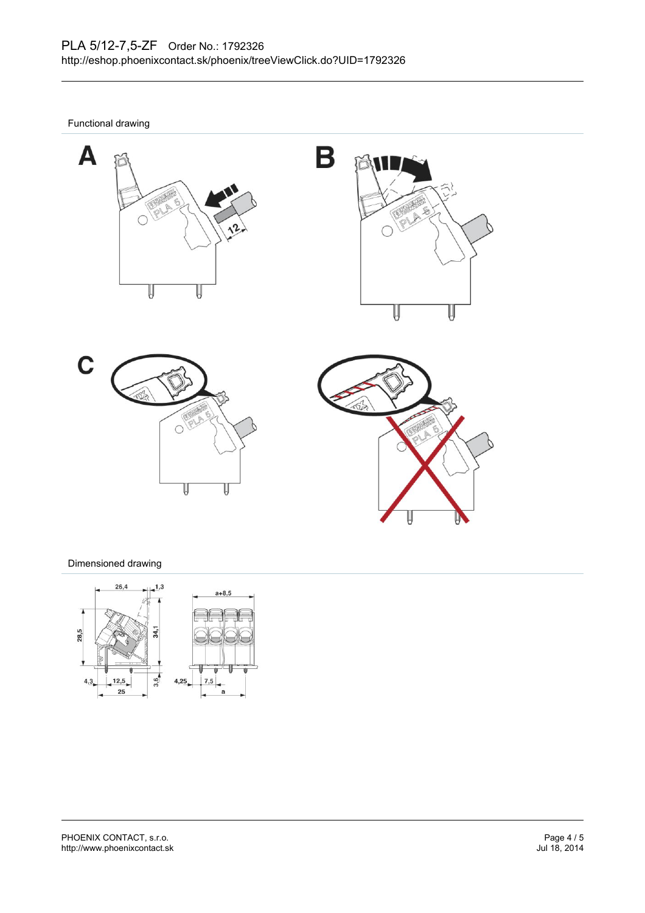Functional drawing

Dimensioned drawing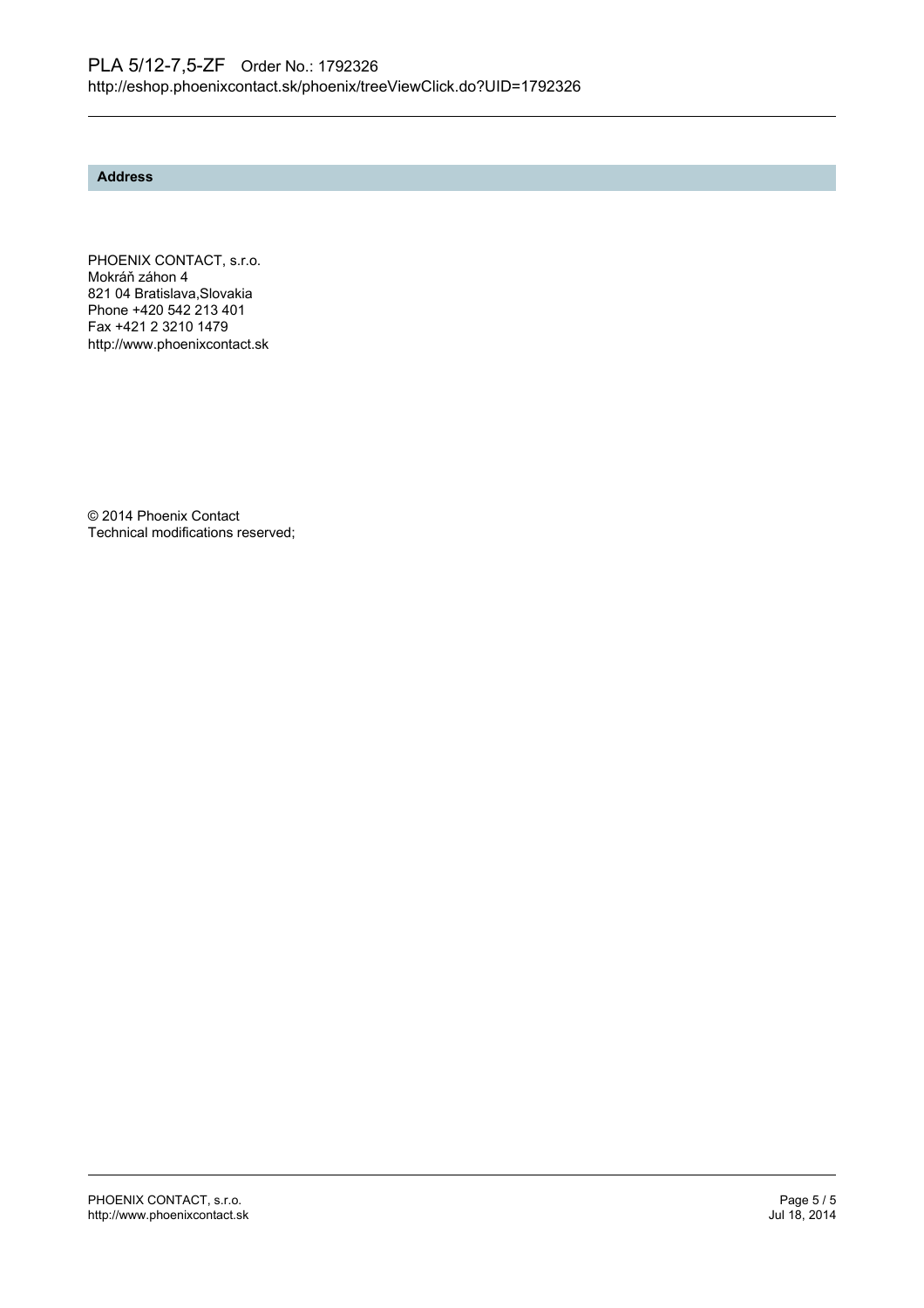## Address

PHOENIX CONTACT, s.r.o.
Mokráň záhon 4
821 04 Bratislava,Slovakia
Phone +420 542 213 401
Fax +421 2 3210 1479
http://www.phoenixcontact.sk

© 2014 Phoenix Contact
Technical modifications reserved;